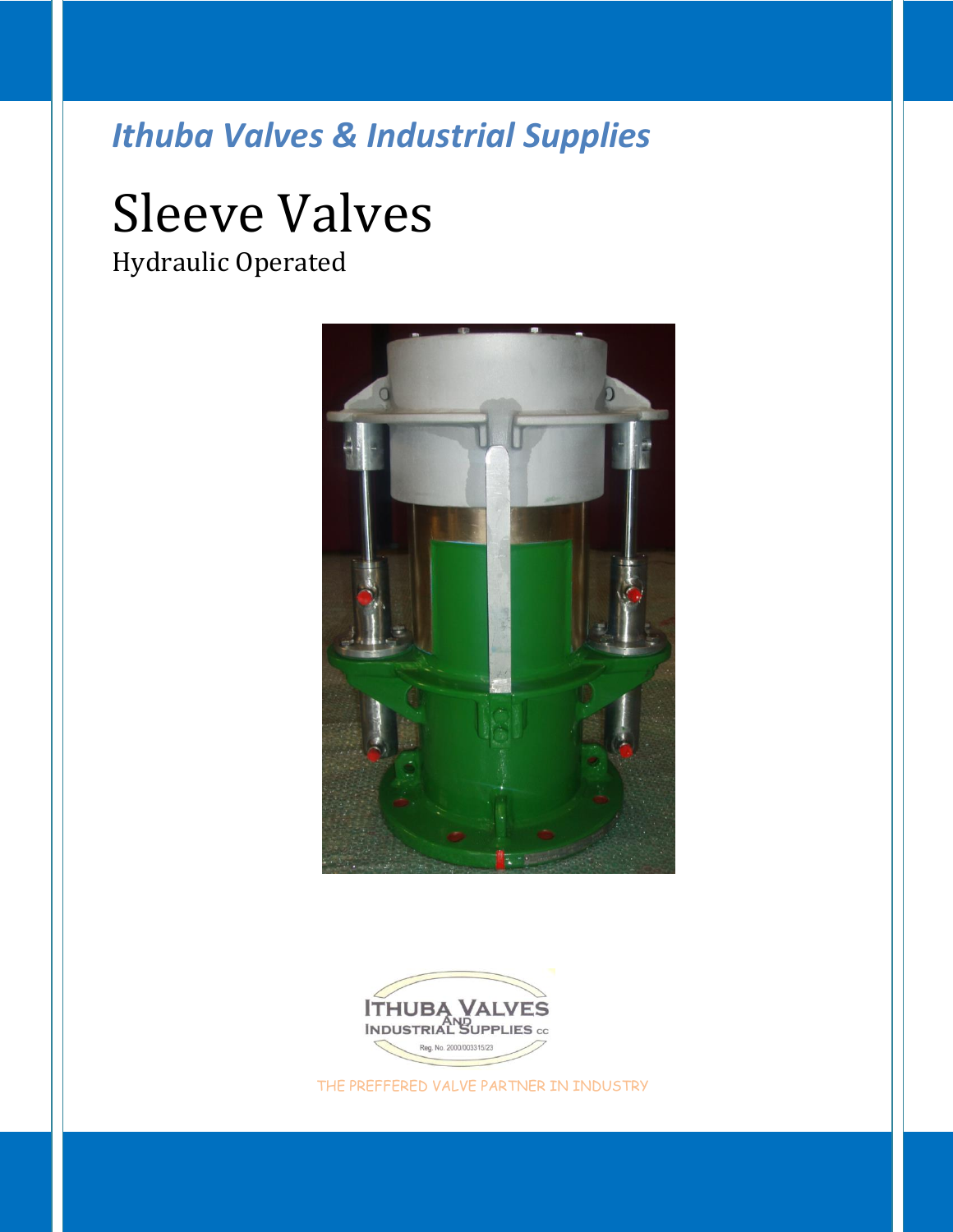*Ithuba Valves & Industrial Supplies*

# Sleeve Valves

Hydraulic Operated

ITHUBA VALVES AND INDUSTRIAL SUPPLIES cc

Reg. No. 2000/003315/23

THE PREFFERED VALVE PARTNER IN INDUSTRY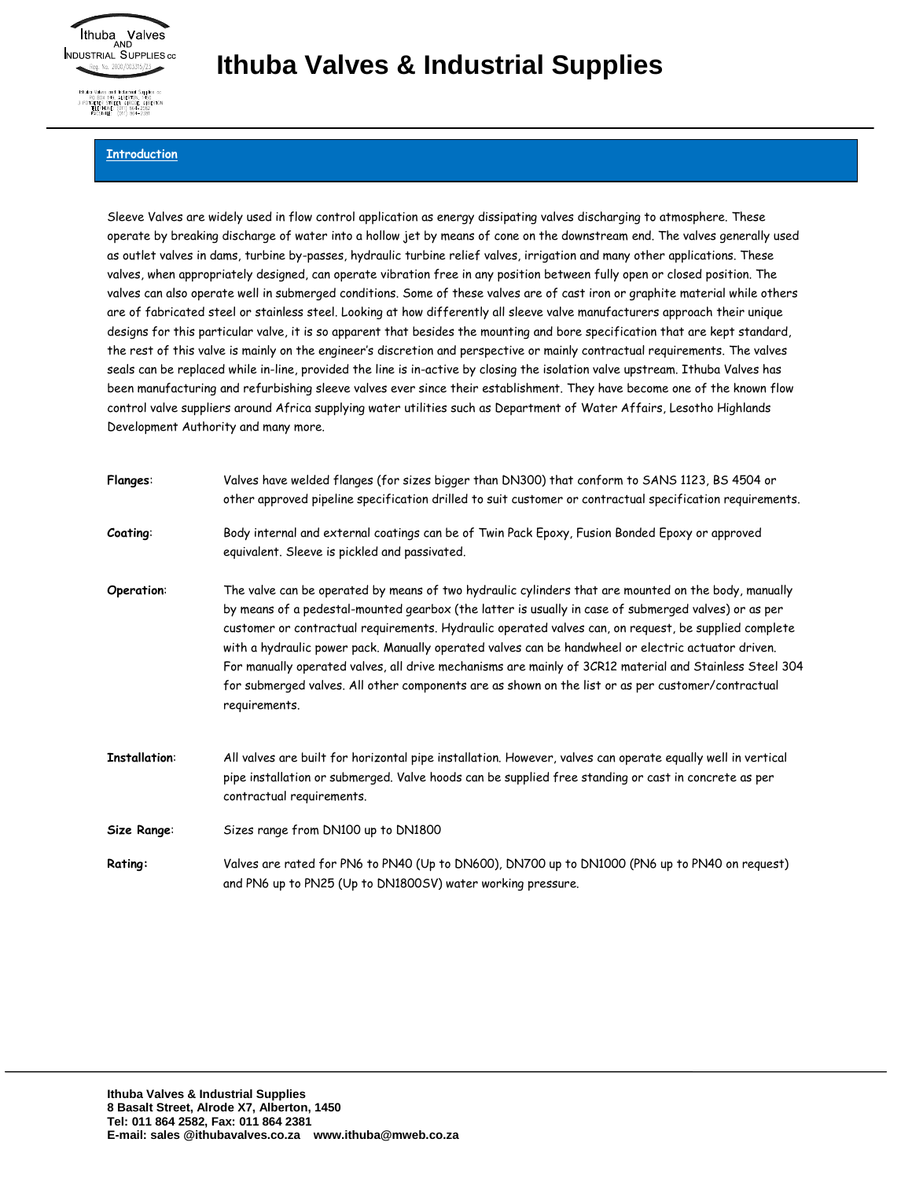## Introduction

Sleeve Valves are widely used in flow control application as energy dissipating valves discharging to atmosphere. These operate by breaking discharge of water into a hollow jet by means of cone on the downstream end. The valves generally used as outlet valves in dams, turbine by-passes, hydraulic turbine relief valves, irrigation and many other applications. These valves, when appropriately designed, can operate vibration free in any position between fully open or closed position. The valves can also operate well in submerged conditions. Some of these valves are of cast iron or graphite material while others are of fabricated steel or stainless steel. Looking at how differently all sleeve valve manufacturers approach their unique designs for this particular valve, it is so apparent that besides the mounting and bore specification that are kept standard, the rest of this valve is mainly on the engineer's discretion and perspective or mainly contractual requirements. The valves seals can be replaced while in-line, provided the line is in-active by closing the isolation valve upstream. Ithuba Valves has been manufacturing and refurbishing sleeve valves ever since their establishment. They have become one of the known flow control valve suppliers around Africa supplying water utilities such as Department of Water Affairs, Lesotho Highlands Development Authority and many more.

**Flanges**: Valves have welded flanges (for sizes bigger than DN300) that conform to SANS 1123, BS 4504 or other approved pipeline specification drilled to suit customer or contractual specification requirements.

**Coating**: Body internal and external coatings can be of Twin Pack Epoxy, Fusion Bonded Epoxy or approved equivalent. Sleeve is pickled and passivated.

**Operation**: The valve can be operated by means of two hydraulic cylinders that are mounted on the body, manually by means of a pedestal-mounted gearbox (the latter is usually in case of submerged valves) or as per customer or contractual requirements. Hydraulic operated valves can, on request, be supplied complete with a hydraulic power pack. Manually operated valves can be handwheel or electric actuator driven. For manually operated valves, all drive mechanisms are mainly of 3CR12 material and Stainless Steel 304 for submerged valves. All other components are as shown on the list or as per customer/contractual requirements.

**Installation**: All valves are built for horizontal pipe installation. However, valves can operate equally well in vertical pipe installation or submerged. Valve hoods can be supplied free standing or cast in concrete as per contractual requirements.

**Size Range**: Sizes range from DN100 up to DN1800

**Rating:** Valves are rated for PN6 to PN40 (Up to DN600), DN700 up to DN1000 (PN6 up to PN40 on request) and PN6 up to PN25 (Up to DN1800SV) water working pressure.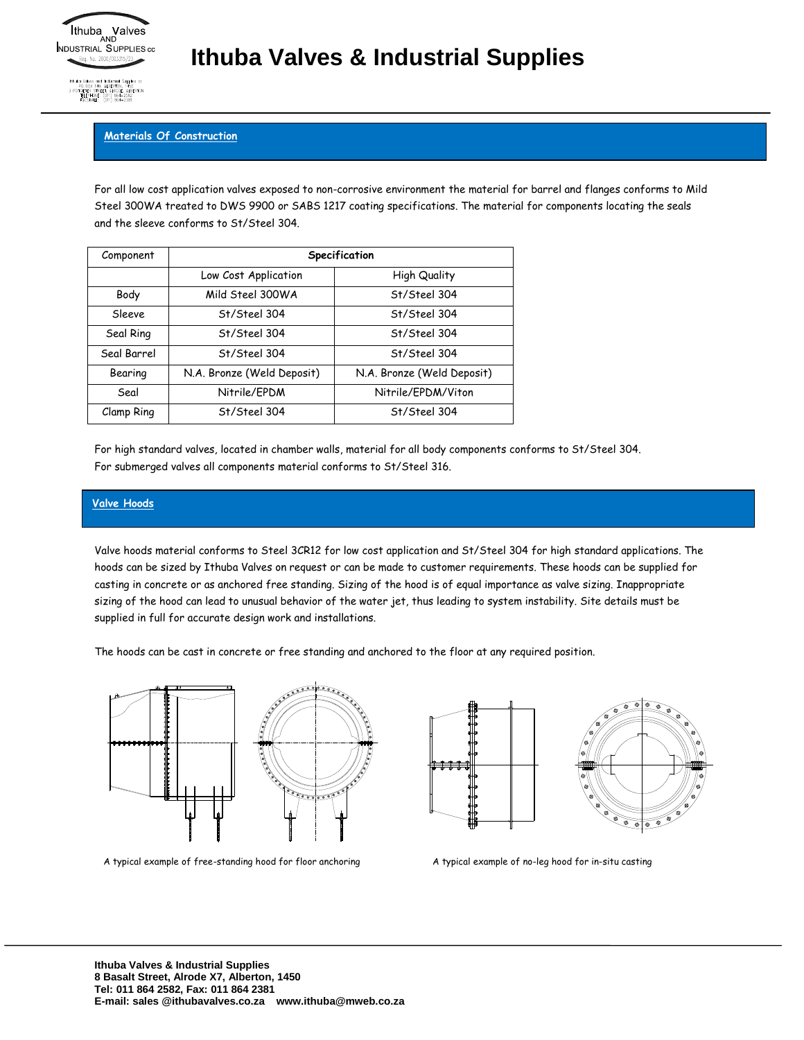## Materials Of Construction

For all low cost application valves exposed to non-corrosive environment the material for barrel and flanges conforms to Mild Steel 300WA treated to DWS 9900 or SABS 1217 coating specifications. The material for components locating the seals and the sleeve conforms to St/Steel 304.

| Component | Specification | |
|---|---|---|
| | Low Cost Application | High Quality |
| Body | Mild Steel 300WA | St/Steel 304 |
| Sleeve | St/Steel 304 | St/Steel 304 |
| Seal Ring | St/Steel 304 | St/Steel 304 |
| Seal Barrel | St/Steel 304 | St/Steel 304 |
| Bearing | N.A. Bronze (Weld Deposit) | N.A. Bronze (Weld Deposit) |
| Seal | Nitrile/EPDM | Nitrile/EPDM/Viton |
| Clamp Ring | St/Steel 304 | St/Steel 304 |

For high standard valves, located in chamber walls, material for all body components conforms to St/Steel 304.
For submerged valves all components material conforms to St/Steel 316.

## Valve Hoods

Valve hoods material conforms to Steel 3CR12 for low cost application and St/Steel 304 for high standard applications. The hoods can be sized by Ithuba Valves on request or can be made to customer requirements. These hoods can be supplied for casting in concrete or as anchored free standing. Sizing of the hood is of equal importance as valve sizing. Inappropriate sizing of the hood can lead to unusual behavior of the water jet, thus leading to system instability. Site details must be supplied in full for accurate design work and installations.

The hoods can be cast in concrete or free standing and anchored to the floor at any required position.

A typical example of free-standing hood for floor anchoring

A typical example of no-leg hood for in-situ casting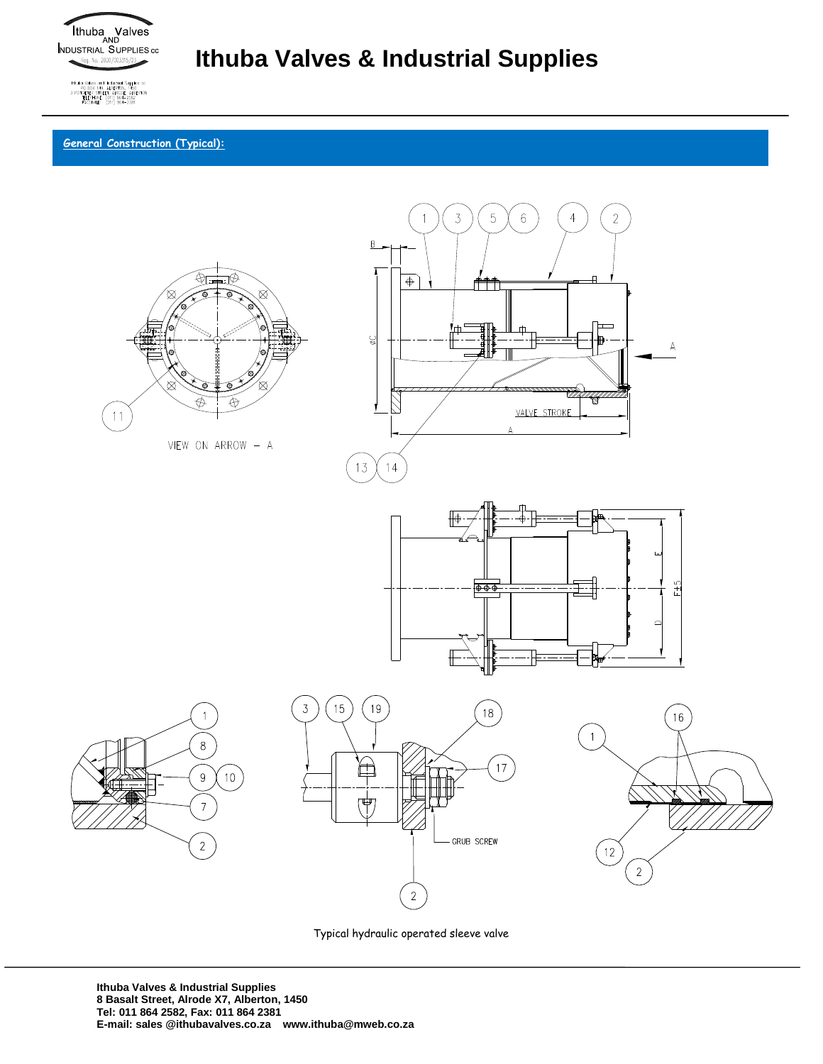## General Construction (Typical):

Typical hydraulic operated sleeve valve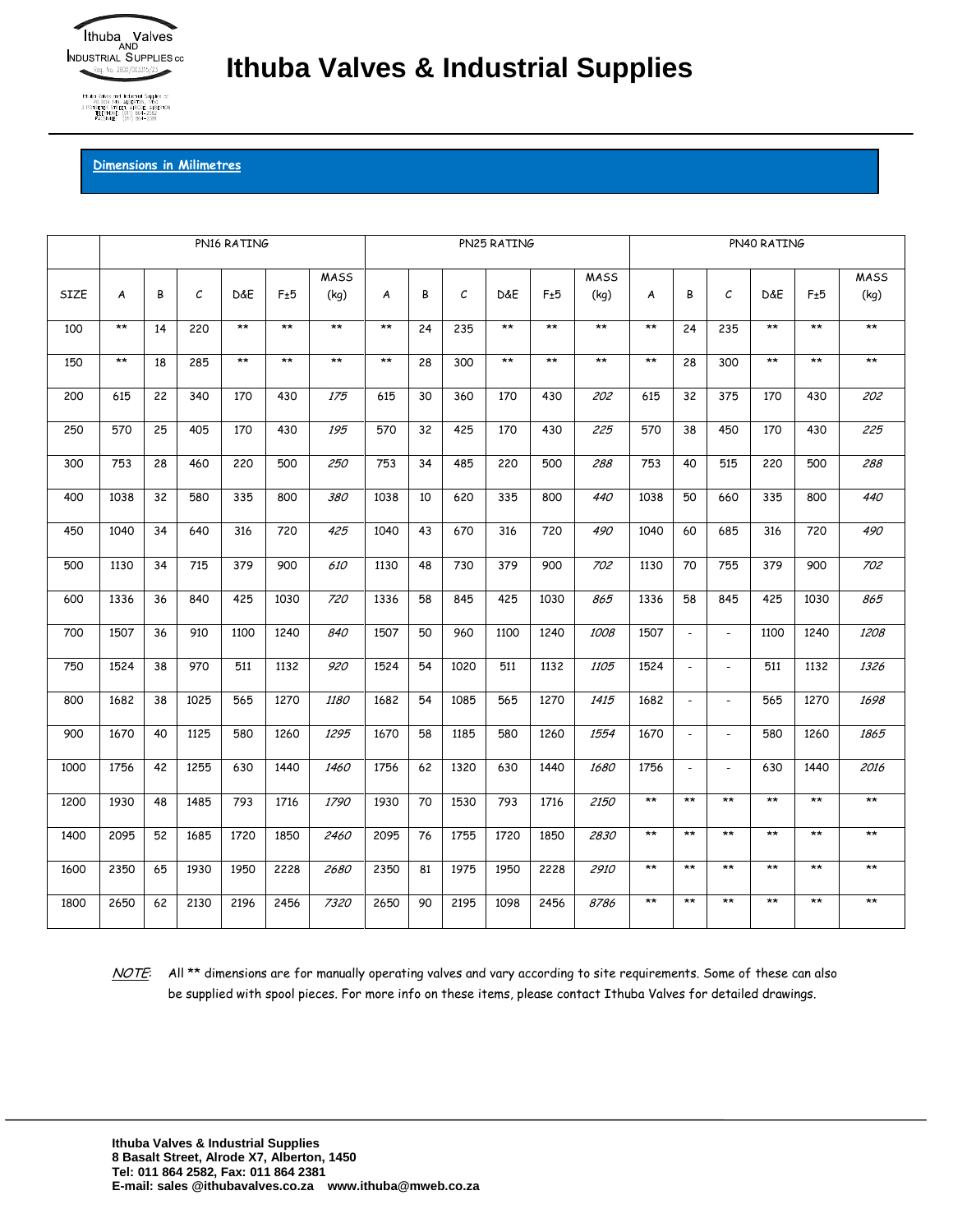# Ithuba Valves & Industrial Supplies

**Dimensions in Milimetres**

| | PN16 RATING | | | | | | PN25 RATING | | | | | | PN40 RATING | | | | | |
|---|---|---|---|---|---|---|---|---|---|---|---|---|---|---|---|---|---|---|
| SIZE | A | B | C | D&E | F±5 | MASS (kg) | A | B | C | D&E | F±5 | MASS (kg) | A | B | C | D&E | F±5 | MASS (kg) |
| 100 | ** | 14 | 220 | ** | ** | ** | ** | 24 | 235 | ** | ** | ** | ** | 24 | 235 | ** | ** | ** |
| 150 | ** | 18 | 285 | ** | ** | ** | ** | 28 | 300 | ** | ** | ** | ** | 28 | 300 | ** | ** | ** |
| 200 | 615 | 22 | 340 | 170 | 430 | *175* | 615 | 30 | 360 | 170 | 430 | *202* | 615 | 32 | 375 | 170 | 430 | *202* |
| 250 | 570 | 25 | 405 | 170 | 430 | *195* | 570 | 32 | 425 | 170 | 430 | *225* | 570 | 38 | 450 | 170 | 430 | *225* |
| 300 | 753 | 28 | 460 | 220 | 500 | *250* | 753 | 34 | 485 | 220 | 500 | *288* | 753 | 40 | 515 | 220 | 500 | *288* |
| 400 | 1038 | 32 | 580 | 335 | 800 | *380* | 1038 | 10 | 620 | 335 | 800 | *440* | 1038 | 50 | 660 | 335 | 800 | *440* |
| 450 | 1040 | 34 | 640 | 316 | 720 | *425* | 1040 | 43 | 670 | 316 | 720 | *490* | 1040 | 60 | 685 | 316 | 720 | *490* |
| 500 | 1130 | 34 | 715 | 379 | 900 | *610* | 1130 | 48 | 730 | 379 | 900 | *702* | 1130 | 70 | 755 | 379 | 900 | *702* |
| 600 | 1336 | 36 | 840 | 425 | 1030 | *720* | 1336 | 58 | 845 | 425 | 1030 | *865* | 1336 | 58 | 845 | 425 | 1030 | *865* |
| 700 | 1507 | 36 | 910 | 1100 | 1240 | *840* | 1507 | 50 | 960 | 1100 | 1240 | *1008* | 1507 | - | - | 1100 | 1240 | *1208* |
| 750 | 1524 | 38 | 970 | 511 | 1132 | *920* | 1524 | 54 | 1020 | 511 | 1132 | *1105* | 1524 | - | - | 511 | 1132 | *1326* |
| 800 | 1682 | 38 | 1025 | 565 | 1270 | *1180* | 1682 | 54 | 1085 | 565 | 1270 | *1415* | 1682 | - | - | 565 | 1270 | *1698* |
| 900 | 1670 | 40 | 1125 | 580 | 1260 | *1295* | 1670 | 58 | 1185 | 580 | 1260 | *1554* | 1670 | - | - | 580 | 1260 | *1865* |
| 1000 | 1756 | 42 | 1255 | 630 | 1440 | *1460* | 1756 | 62 | 1320 | 630 | 1440 | *1680* | 1756 | - | - | 630 | 1440 | *2016* |
| 1200 | 1930 | 48 | 1485 | 793 | 1716 | *1790* | 1930 | 70 | 1530 | 793 | 1716 | *2150* | ** | ** | ** | ** | ** | ** |
| 1400 | 2095 | 52 | 1685 | 1720 | 1850 | *2460* | 2095 | 76 | 1755 | 1720 | 1850 | *2830* | ** | ** | ** | ** | ** | ** |
| 1600 | 2350 | 65 | 1930 | 1950 | 2228 | *2680* | 2350 | 81 | 1975 | 1950 | 2228 | *2910* | ** | ** | ** | ** | ** | ** |
| 1800 | 2650 | 62 | 2130 | 2196 | 2456 | *7320* | 2650 | 90 | 2195 | 1098 | 2456 | *8786* | ** | ** | ** | ** | ** | ** |

*NOTE*: All ** dimensions are for manually operating valves and vary according to site requirements. Some of these can also be supplied with spool pieces. For more info on these items, please contact Ithuba Valves for detailed drawings.

**Ithuba Valves & Industrial Supplies**
**8 Basalt Street, Alrode X7, Alberton, 1450**
**Tel: 011 864 2582, Fax: 011 864 2381**
**E-mail: sales @ithubavalves.co.za www.ithuba@mweb.co.za**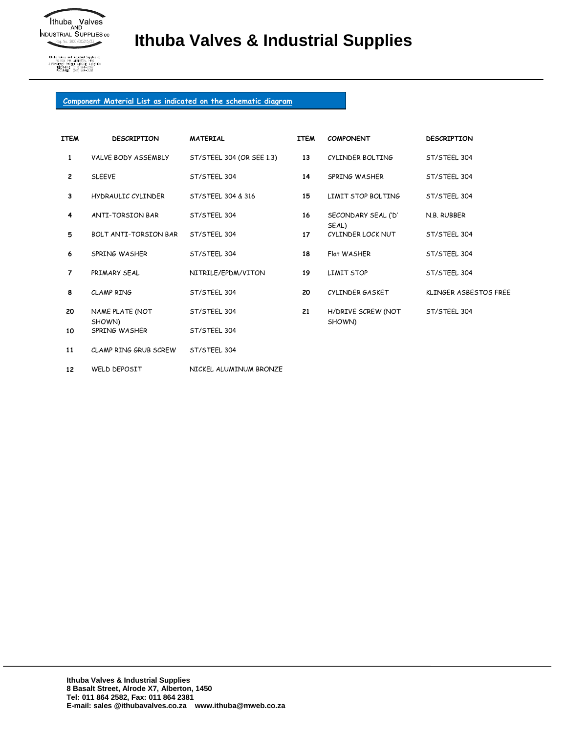# Ithuba Valves & Industrial Supplies

## Component Material List as indicated on the schematic diagram

| ITEM | DESCRIPTION | MATERIAL | ITEM | COMPONENT | DESCRIPTION |
|---|---|---|---|---|---|
| 1 | VALVE BODY ASSEMBLY | ST/STEEL 304 (OR SEE 1.3) | 13 | CYLINDER BOLTING | ST/STEEL 304 |
| 2 | SLEEVE | ST/STEEL 304 | 14 | SPRING WASHER | ST/STEEL 304 |
| 3 | HYDRAULIC CYLINDER | ST/STEEL 304 & 316 | 15 | LIMIT STOP BOLTING | ST/STEEL 304 |
| 4 | ANTI-TORSION BAR | ST/STEEL 304 | 16 | SECONDARY SEAL ('D' SEAL) | N.B. RUBBER |
| 5 | BOLT ANTI-TORSION BAR | ST/STEEL 304 | 17 | CYLINDER LOCK NUT | ST/STEEL 304 |
| 6 | SPRING WASHER | ST/STEEL 304 | 18 | Flat WASHER | ST/STEEL 304 |
| 7 | PRIMARY SEAL | NITRILE/EPDM/VITON | 19 | LIMIT STOP | ST/STEEL 304 |
| 8 | CLAMP RING | ST/STEEL 304 | 20 | CYLINDER GASKET | KLINGER ASBESTOS FREE |
| 20 | NAME PLATE (NOT SHOWN) | ST/STEEL 304 | 21 | H/DRIVE SCREW (NOT SHOWN) | ST/STEEL 304 |
| 10 | SPRING WASHER | ST/STEEL 304 | | | |
| 11 | CLAMP RING GRUB SCREW | ST/STEEL 304 | | | |
| 12 | WELD DEPOSIT | NICKEL ALUMINUM BRONZE | | | |

**Ithuba Valves & Industrial Supplies**
**8 Basalt Street, Alrode X7, Alberton, 1450**
**Tel: 011 864 2582, Fax: 011 864 2381**
**E-mail: sales @ithubavalves.co.za www.ithuba@mweb.co.za**